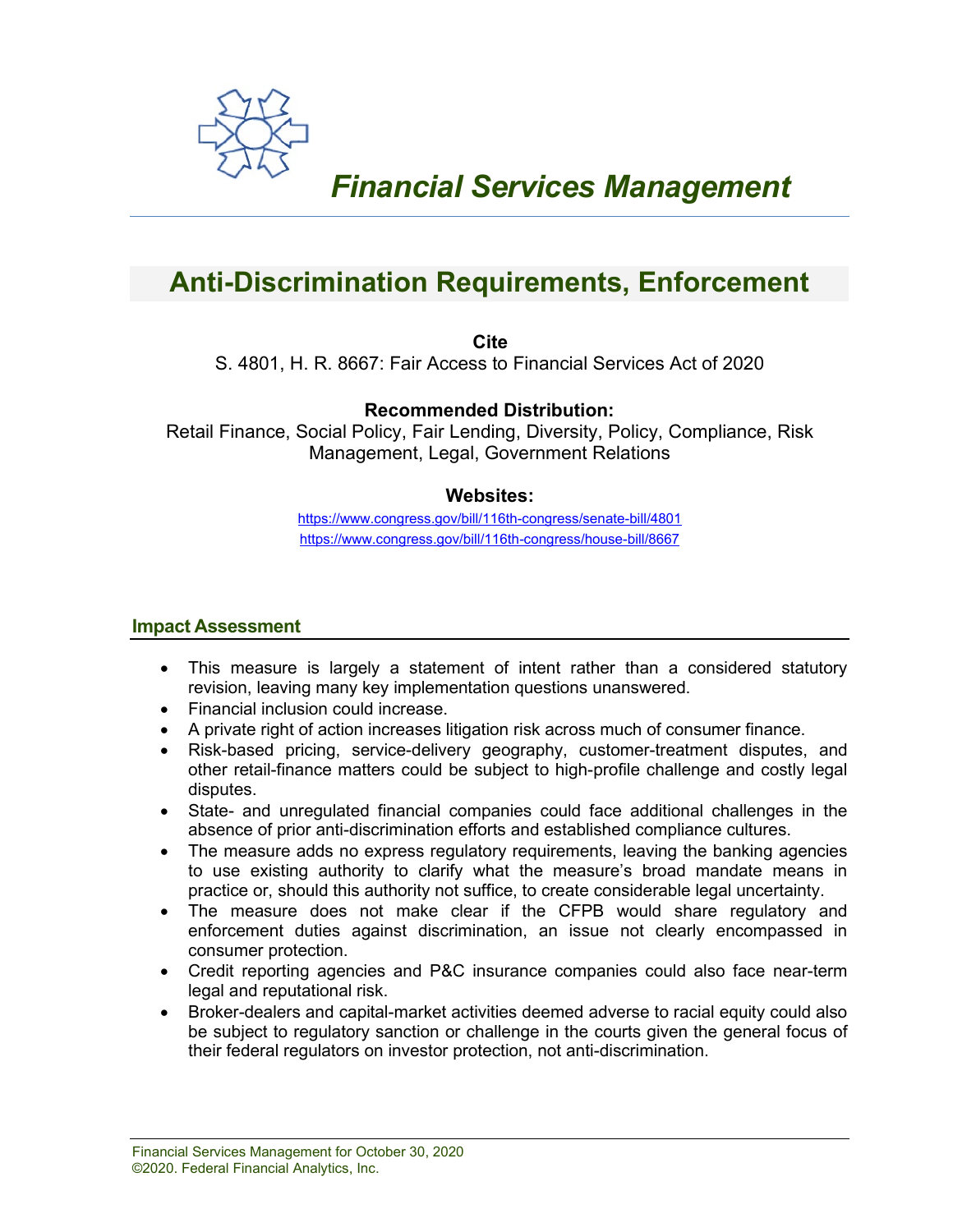# Financial Services Management

## Anti-Discrimination Requirements, Enforcement

**Cite**

S. 4801, H. R. 8667: Fair Access to Financial Services Act of 2020

**Recommended Distribution:**

Retail Finance, Social Policy, Fair Lending, Diversity, Policy, Compliance, Risk Management, Legal, Government Relations

**Websites:**

https://www.congress.gov/bill/116th-congress/senate-bill/4801

https://www.congress.gov/bill/116th-congress/house-bill/8667

### Impact Assessment

- This measure is largely a statement of intent rather than a considered statutory revision, leaving many key implementation questions unanswered.
- Financial inclusion could increase.
- A private right of action increases litigation risk across much of consumer finance.
- Risk-based pricing, service-delivery geography, customer-treatment disputes, and other retail-finance matters could be subject to high-profile challenge and costly legal disputes.
- State- and unregulated financial companies could face additional challenges in the absence of prior anti-discrimination efforts and established compliance cultures.
- The measure adds no express regulatory requirements, leaving the banking agencies to use existing authority to clarify what the measure's broad mandate means in practice or, should this authority not suffice, to create considerable legal uncertainty.
- The measure does not make clear if the CFPB would share regulatory and enforcement duties against discrimination, an issue not clearly encompassed in consumer protection.
- Credit reporting agencies and P&C insurance companies could also face near-term legal and reputational risk.
- Broker-dealers and capital-market activities deemed adverse to racial equity could also be subject to regulatory sanction or challenge in the courts given the general focus of their federal regulators on investor protection, not anti-discrimination.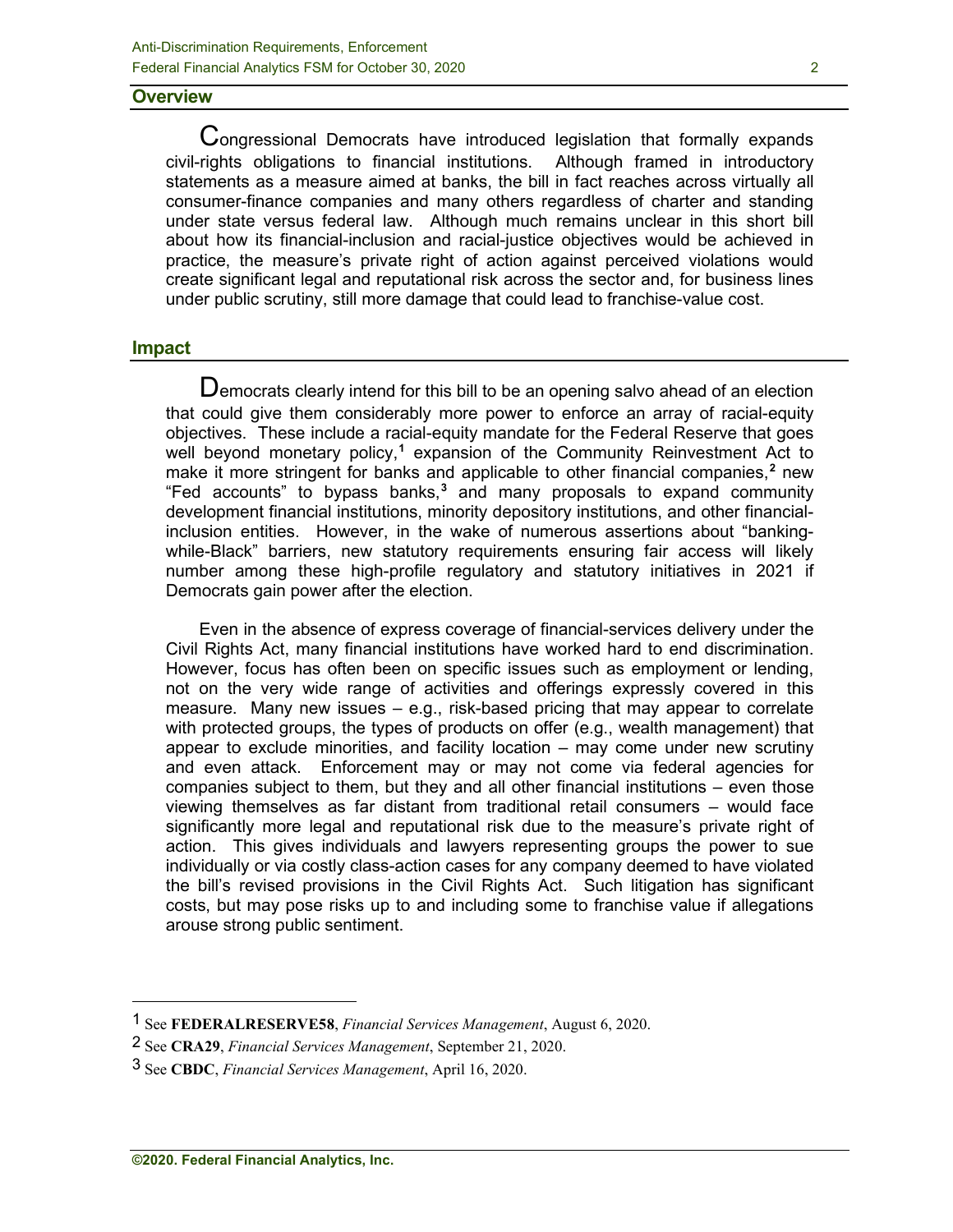## Overview

Congressional Democrats have introduced legislation that formally expands civil-rights obligations to financial institutions. Although framed in introductory statements as a measure aimed at banks, the bill in fact reaches across virtually all consumer-finance companies and many others regardless of charter and standing under state versus federal law. Although much remains unclear in this short bill about how its financial-inclusion and racial-justice objectives would be achieved in practice, the measure's private right of action against perceived violations would create significant legal and reputational risk across the sector and, for business lines under public scrutiny, still more damage that could lead to franchise-value cost.

## Impact

Democrats clearly intend for this bill to be an opening salvo ahead of an election that could give them considerably more power to enforce an array of racial-equity objectives. These include a racial-equity mandate for the Federal Reserve that goes well beyond monetary policy,[1] expansion of the Community Reinvestment Act to make it more stringent for banks and applicable to other financial companies,[2] new "Fed accounts" to bypass banks,[3] and many proposals to expand community development financial institutions, minority depository institutions, and other financial-inclusion entities. However, in the wake of numerous assertions about "banking-while-Black" barriers, new statutory requirements ensuring fair access will likely number among these high-profile regulatory and statutory initiatives in 2021 if Democrats gain power after the election.

Even in the absence of express coverage of financial-services delivery under the Civil Rights Act, many financial institutions have worked hard to end discrimination. However, focus has often been on specific issues such as employment or lending, not on the very wide range of activities and offerings expressly covered in this measure. Many new issues – e.g., risk-based pricing that may appear to correlate with protected groups, the types of products on offer (e.g., wealth management) that appear to exclude minorities, and facility location – may come under new scrutiny and even attack. Enforcement may or may not come via federal agencies for companies subject to them, but they and all other financial institutions – even those viewing themselves as far distant from traditional retail consumers – would face significantly more legal and reputational risk due to the measure's private right of action. This gives individuals and lawyers representing groups the power to sue individually or via costly class-action cases for any company deemed to have violated the bill's revised provisions in the Civil Rights Act. Such litigation has significant costs, but may pose risks up to and including some to franchise value if allegations arouse strong public sentiment.

---

[1] See **FEDERALRESERVE58**, *Financial Services Management*, August 6, 2020.

[2] See **CRA29**, *Financial Services Management*, September 21, 2020.

[3] See **CBDC**, *Financial Services Management*, April 16, 2020.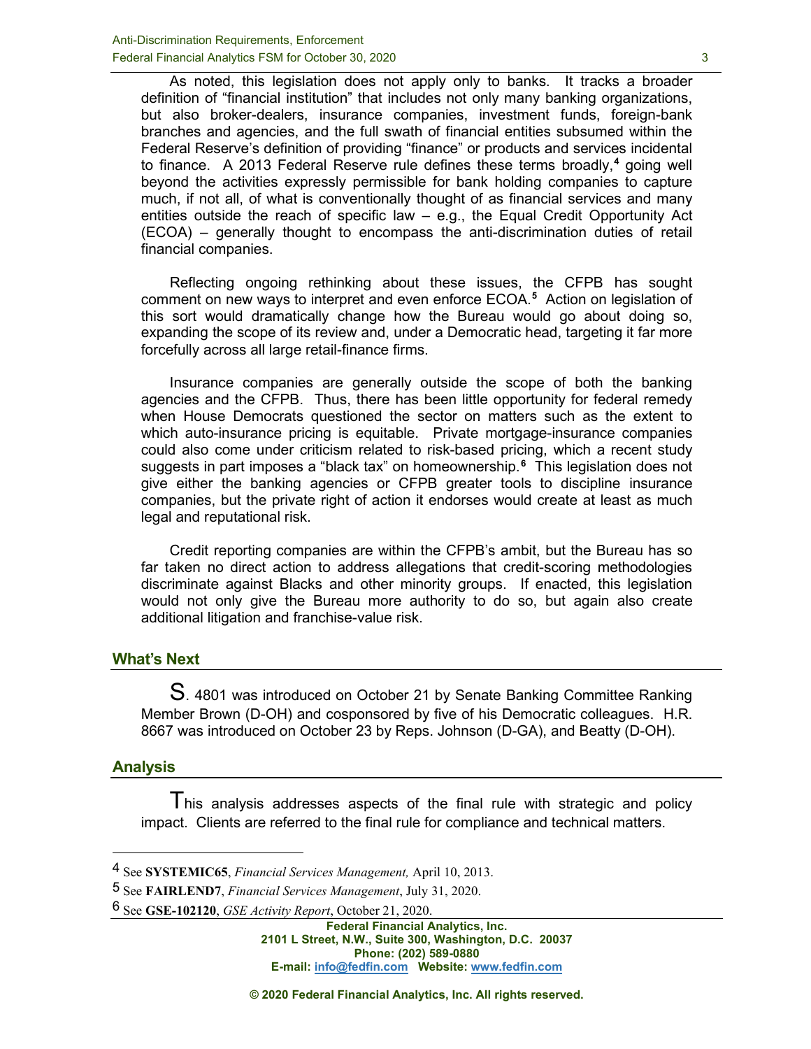As noted, this legislation does not apply only to banks. It tracks a broader definition of "financial institution" that includes not only many banking organizations, but also broker-dealers, insurance companies, investment funds, foreign-bank branches and agencies, and the full swath of financial entities subsumed within the Federal Reserve's definition of providing "finance" or products and services incidental to finance. A 2013 Federal Reserve rule defines these terms broadly,[4] going well beyond the activities expressly permissible for bank holding companies to capture much, if not all, of what is conventionally thought of as financial services and many entities outside the reach of specific law – e.g., the Equal Credit Opportunity Act (ECOA) – generally thought to encompass the anti-discrimination duties of retail financial companies.

Reflecting ongoing rethinking about these issues, the CFPB has sought comment on new ways to interpret and even enforce ECOA.[5] Action on legislation of this sort would dramatically change how the Bureau would go about doing so, expanding the scope of its review and, under a Democratic head, targeting it far more forcefully across all large retail-finance firms.

Insurance companies are generally outside the scope of both the banking agencies and the CFPB. Thus, there has been little opportunity for federal remedy when House Democrats questioned the sector on matters such as the extent to which auto-insurance pricing is equitable. Private mortgage-insurance companies could also come under criticism related to risk-based pricing, which a recent study suggests in part imposes a "black tax" on homeownership.[6] This legislation does not give either the banking agencies or CFPB greater tools to discipline insurance companies, but the private right of action it endorses would create at least as much legal and reputational risk.

Credit reporting companies are within the CFPB's ambit, but the Bureau has so far taken no direct action to address allegations that credit-scoring methodologies discriminate against Blacks and other minority groups. If enacted, this legislation would not only give the Bureau more authority to do so, but again also create additional litigation and franchise-value risk.

## What's Next

S. 4801 was introduced on October 21 by Senate Banking Committee Ranking Member Brown (D-OH) and cosponsored by five of his Democratic colleagues. H.R. 8667 was introduced on October 23 by Reps. Johnson (D-GA), and Beatty (D-OH).

## Analysis

This analysis addresses aspects of the final rule with strategic and policy impact. Clients are referred to the final rule for compliance and technical matters.

---

4 See **SYSTEMIC65**, *Financial Services Management,* April 10, 2013.

5 See **FAIRLEND7**, *Financial Services Management*, July 31, 2020.

6 See **GSE-102120**, *GSE Activity Report*, October 21, 2020.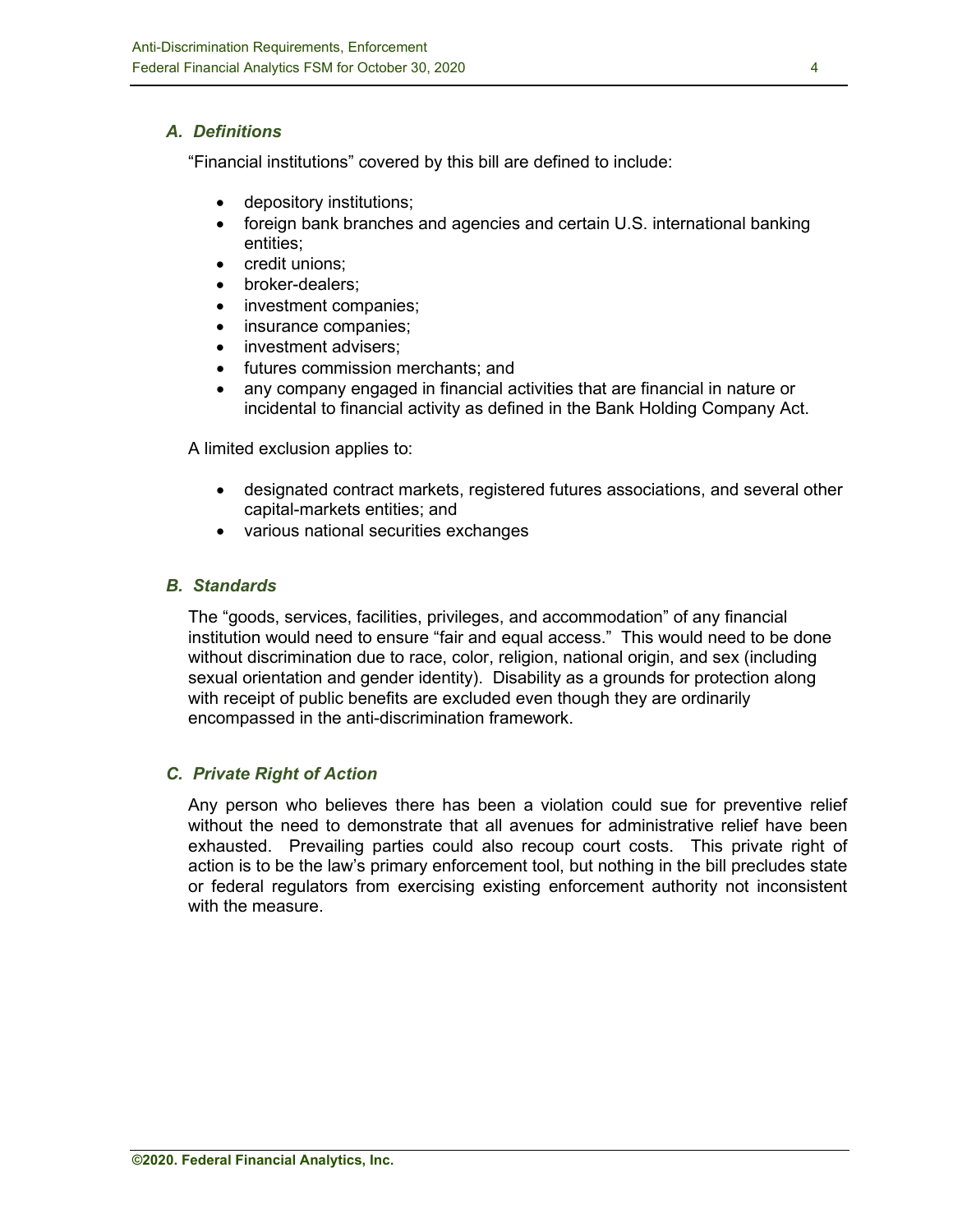### *A. Definitions*

"Financial institutions" covered by this bill are defined to include:

- depository institutions;
- foreign bank branches and agencies and certain U.S. international banking entities;
- credit unions;
- broker-dealers;
- investment companies;
- insurance companies;
- investment advisers;
- futures commission merchants; and
- any company engaged in financial activities that are financial in nature or incidental to financial activity as defined in the Bank Holding Company Act.

A limited exclusion applies to:

- designated contract markets, registered futures associations, and several other capital-markets entities; and
- various national securities exchanges

### *B. Standards*

The "goods, services, facilities, privileges, and accommodation" of any financial institution would need to ensure "fair and equal access." This would need to be done without discrimination due to race, color, religion, national origin, and sex (including sexual orientation and gender identity). Disability as a grounds for protection along with receipt of public benefits are excluded even though they are ordinarily encompassed in the anti-discrimination framework.

### *C. Private Right of Action*

Any person who believes there has been a violation could sue for preventive relief without the need to demonstrate that all avenues for administrative relief have been exhausted. Prevailing parties could also recoup court costs. This private right of action is to be the law's primary enforcement tool, but nothing in the bill precludes state or federal regulators from exercising existing enforcement authority not inconsistent with the measure.